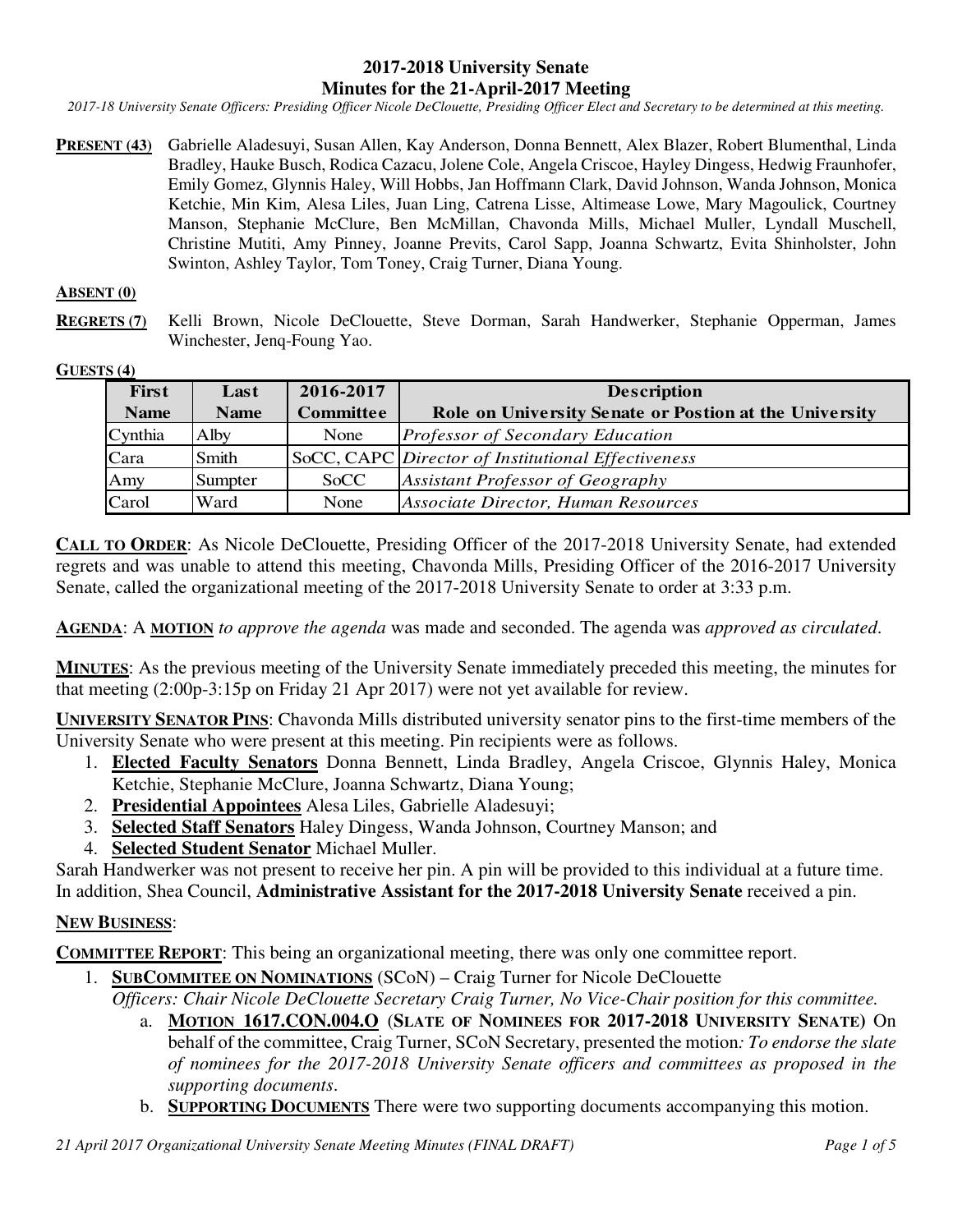# 2017-2018 University Senate
## Minutes for the 21-April-2017 Meeting

*2017-18 University Senate Officers: Presiding Officer Nicole DeClouette, Presiding Officer Elect and Secretary to be determined at this meeting.*

**PRESENT (43)** Gabrielle Aladesuyi, Susan Allen, Kay Anderson, Donna Bennett, Alex Blazer, Robert Blumenthal, Linda Bradley, Hauke Busch, Rodica Cazacu, Jolene Cole, Angela Criscoe, Hayley Dingess, Hedwig Fraunhofer, Emily Gomez, Glynnis Haley, Will Hobbs, Jan Hoffmann Clark, David Johnson, Wanda Johnson, Monica Ketchie, Min Kim, Alesa Liles, Juan Ling, Catrena Lisse, Altimease Lowe, Mary Magoulick, Courtney Manson, Stephanie McClure, Ben McMillan, Chavonda Mills, Michael Muller, Lyndall Muschell, Christine Mutiti, Amy Pinney, Joanne Previts, Carol Sapp, Joanna Schwartz, Evita Shinholster, John Swinton, Ashley Taylor, Tom Toney, Craig Turner, Diana Young.

**ABSENT (0)**

**REGRETS (7)** Kelli Brown, Nicole DeClouette, Steve Dorman, Sarah Handwerker, Stephanie Opperman, James Winchester, Jenq-Foung Yao.

**GUESTS (4)**

| First Name | Last Name | 2016-2017 Committee | Description Role on University Senate or Postion at the University |
|---|---|---|---|
| Cynthia | Alby | None | *Professor of Secondary Education* |
| Cara | Smith | SoCC, CAPC | *Director of Institutional Effectiveness* |
| Amy | Sumpter | SoCC | *Assistant Professor of Geography* |
| Carol | Ward | None | *Associate Director, Human Resources* |

**CALL TO ORDER**: As Nicole DeClouette, Presiding Officer of the 2017-2018 University Senate, had extended regrets and was unable to attend this meeting, Chavonda Mills, Presiding Officer of the 2016-2017 University Senate, called the organizational meeting of the 2017-2018 University Senate to order at 3:33 p.m.

**AGENDA**: A **MOTION** *to approve the agenda* was made and seconded. The agenda was *approved as circulated*.

**MINUTES**: As the previous meeting of the University Senate immediately preceded this meeting, the minutes for that meeting (2:00p-3:15p on Friday 21 Apr 2017) were not yet available for review.

**UNIVERSITY SENATOR PINS**: Chavonda Mills distributed university senator pins to the first-time members of the University Senate who were present at this meeting. Pin recipients were as follows.

1. **Elected Faculty Senators** Donna Bennett, Linda Bradley, Angela Criscoe, Glynnis Haley, Monica Ketchie, Stephanie McClure, Joanna Schwartz, Diana Young;
2. **Presidential Appointees** Alesa Liles, Gabrielle Aladesuyi;
3. **Selected Staff Senators** Haley Dingess, Wanda Johnson, Courtney Manson; and
4. **Selected Student Senator** Michael Muller.

Sarah Handwerker was not present to receive her pin. A pin will be provided to this individual at a future time. In addition, Shea Council, **Administrative Assistant for the 2017-2018 University Senate** received a pin.

**NEW BUSINESS**:

**COMMITTEE REPORT**: This being an organizational meeting, there was only one committee report.

1. **SUBCOMMITEE ON NOMINATIONS** (SCoN) – Craig Turner for Nicole DeClouette
   *Officers: Chair Nicole DeClouette Secretary Craig Turner, No Vice-Chair position for this committee.*
   a. **MOTION 1617.CON.004.O** (**SLATE OF NOMINEES FOR 2017-2018 UNIVERSITY SENATE**) On behalf of the committee, Craig Turner, SCoN Secretary, presented the motion*: To endorse the slate of nominees for the 2017-2018 University Senate officers and committees as proposed in the supporting documents*.
   b. **SUPPORTING DOCUMENTS** There were two supporting documents accompanying this motion.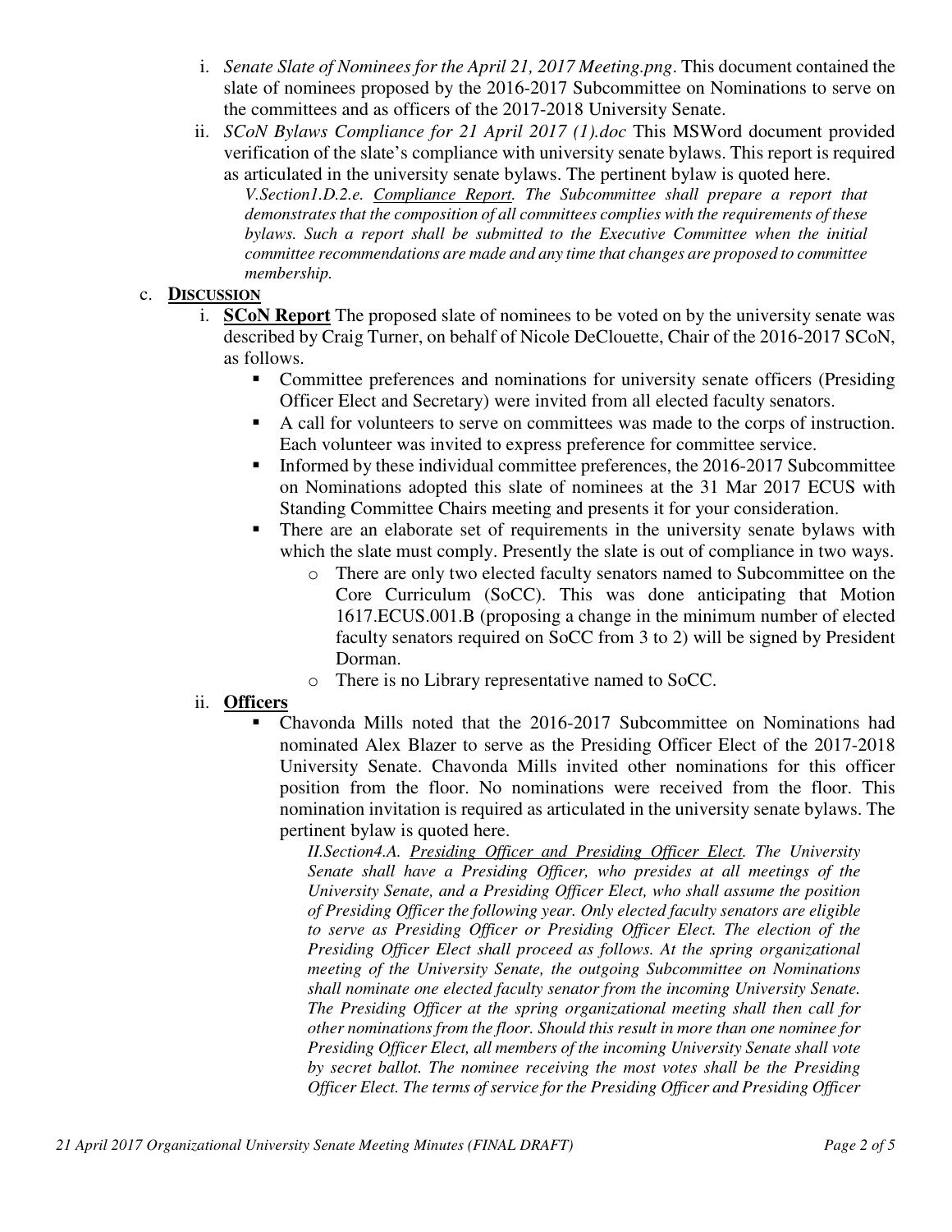i. *Senate Slate of Nominees for the April 21, 2017 Meeting.png*. This document contained the slate of nominees proposed by the 2016-2017 Subcommittee on Nominations to serve on the committees and as officers of the 2017-2018 University Senate.

ii. *SCoN Bylaws Compliance for 21 April 2017 (1).doc* This MSWord document provided verification of the slate's compliance with university senate bylaws. This report is required as articulated in the university senate bylaws. The pertinent bylaw is quoted here.

> *V.Section1.D.2.e. Compliance Report. The Subcommittee shall prepare a report that demonstrates that the composition of all committees complies with the requirements of these bylaws. Such a report shall be submitted to the Executive Committee when the initial committee recommendations are made and any time that changes are proposed to committee membership.*

c. **DISCUSSION**

i. **SCoN Report** The proposed slate of nominees to be voted on by the university senate was described by Craig Turner, on behalf of Nicole DeClouette, Chair of the 2016-2017 SCoN, as follows.

- Committee preferences and nominations for university senate officers (Presiding Officer Elect and Secretary) were invited from all elected faculty senators.
- A call for volunteers to serve on committees was made to the corps of instruction. Each volunteer was invited to express preference for committee service.
- Informed by these individual committee preferences, the 2016-2017 Subcommittee on Nominations adopted this slate of nominees at the 31 Mar 2017 ECUS with Standing Committee Chairs meeting and presents it for your consideration.
- There are an elaborate set of requirements in the university senate bylaws with which the slate must comply. Presently the slate is out of compliance in two ways.
  - There are only two elected faculty senators named to Subcommittee on the Core Curriculum (SoCC). This was done anticipating that Motion 1617.ECUS.001.B (proposing a change in the minimum number of elected faculty senators required on SoCC from 3 to 2) will be signed by President Dorman.
  - There is no Library representative named to SoCC.

ii. **Officers**

- Chavonda Mills noted that the 2016-2017 Subcommittee on Nominations had nominated Alex Blazer to serve as the Presiding Officer Elect of the 2017-2018 University Senate. Chavonda Mills invited other nominations for this officer position from the floor. No nominations were received from the floor. This nomination invitation is required as articulated in the university senate bylaws. The pertinent bylaw is quoted here.

> *II.Section4.A. Presiding Officer and Presiding Officer Elect. The University Senate shall have a Presiding Officer, who presides at all meetings of the University Senate, and a Presiding Officer Elect, who shall assume the position of Presiding Officer the following year. Only elected faculty senators are eligible to serve as Presiding Officer or Presiding Officer Elect. The election of the Presiding Officer Elect shall proceed as follows. At the spring organizational meeting of the University Senate, the outgoing Subcommittee on Nominations shall nominate one elected faculty senator from the incoming University Senate. The Presiding Officer at the spring organizational meeting shall then call for other nominations from the floor. Should this result in more than one nominee for Presiding Officer Elect, all members of the incoming University Senate shall vote by secret ballot. The nominee receiving the most votes shall be the Presiding Officer Elect. The terms of service for the Presiding Officer and Presiding Officer*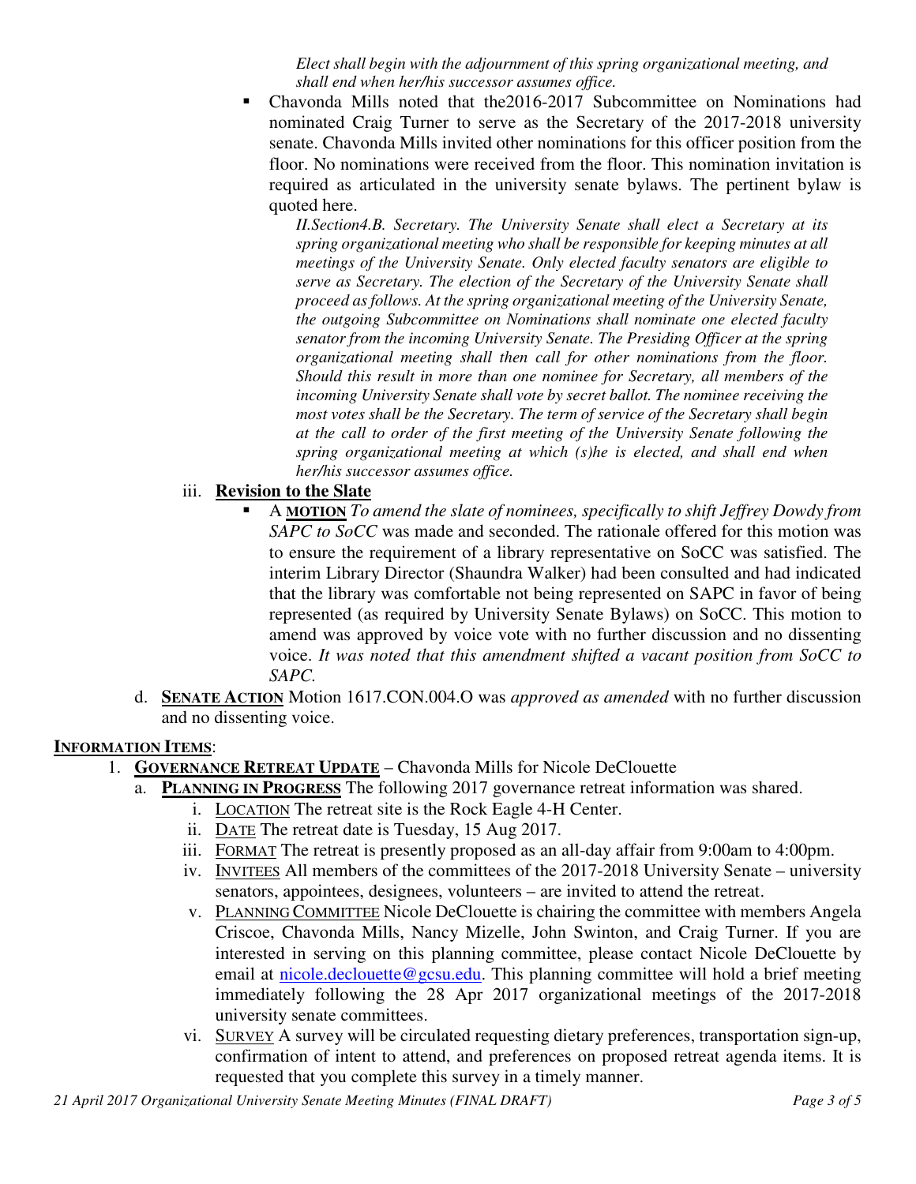*Elect shall begin with the adjournment of this spring organizational meeting, and shall end when her/his successor assumes office.*

- Chavonda Mills noted that the2016-2017 Subcommittee on Nominations had nominated Craig Turner to serve as the Secretary of the 2017-2018 university senate. Chavonda Mills invited other nominations for this officer position from the floor. No nominations were received from the floor. This nomination invitation is required as articulated in the university senate bylaws. The pertinent bylaw is quoted here.

  *II.Section4.B. Secretary. The University Senate shall elect a Secretary at its spring organizational meeting who shall be responsible for keeping minutes at all meetings of the University Senate. Only elected faculty senators are eligible to serve as Secretary. The election of the Secretary of the University Senate shall proceed as follows. At the spring organizational meeting of the University Senate, the outgoing Subcommittee on Nominations shall nominate one elected faculty senator from the incoming University Senate. The Presiding Officer at the spring organizational meeting shall then call for other nominations from the floor. Should this result in more than one nominee for Secretary, all members of the incoming University Senate shall vote by secret ballot. The nominee receiving the most votes shall be the Secretary. The term of service of the Secretary shall begin at the call to order of the first meeting of the University Senate following the spring organizational meeting at which (s)he is elected, and shall end when her/his successor assumes office.*

iii. **Revision to the Slate**

- A **MOTION** *To amend the slate of nominees, specifically to shift Jeffrey Dowdy from SAPC to SoCC* was made and seconded. The rationale offered for this motion was to ensure the requirement of a library representative on SoCC was satisfied. The interim Library Director (Shaundra Walker) had been consulted and had indicated that the library was comfortable not being represented on SAPC in favor of being represented (as required by University Senate Bylaws) on SoCC. This motion to amend was approved by voice vote with no further discussion and no dissenting voice. *It was noted that this amendment shifted a vacant position from SoCC to SAPC.*

d. **SENATE ACTION** Motion 1617.CON.004.O was *approved as amended* with no further discussion and no dissenting voice.

**INFORMATION ITEMS**:

1. **GOVERNANCE RETREAT UPDATE** – Chavonda Mills for Nicole DeClouette
   a. **PLANNING IN PROGRESS** The following 2017 governance retreat information was shared.
      i. LOCATION The retreat site is the Rock Eagle 4-H Center.
      ii. DATE The retreat date is Tuesday, 15 Aug 2017.
      iii. FORMAT The retreat is presently proposed as an all-day affair from 9:00am to 4:00pm.
      iv. INVITEES All members of the committees of the 2017-2018 University Senate – university senators, appointees, designees, volunteers – are invited to attend the retreat.
      v. PLANNING COMMITTEE Nicole DeClouette is chairing the committee with members Angela Criscoe, Chavonda Mills, Nancy Mizelle, John Swinton, and Craig Turner. If you are interested in serving on this planning committee, please contact Nicole DeClouette by email at nicole.declouette@gcsu.edu. This planning committee will hold a brief meeting immediately following the 28 Apr 2017 organizational meetings of the 2017-2018 university senate committees.
      vi. SURVEY A survey will be circulated requesting dietary preferences, transportation sign-up, confirmation of intent to attend, and preferences on proposed retreat agenda items. It is requested that you complete this survey in a timely manner.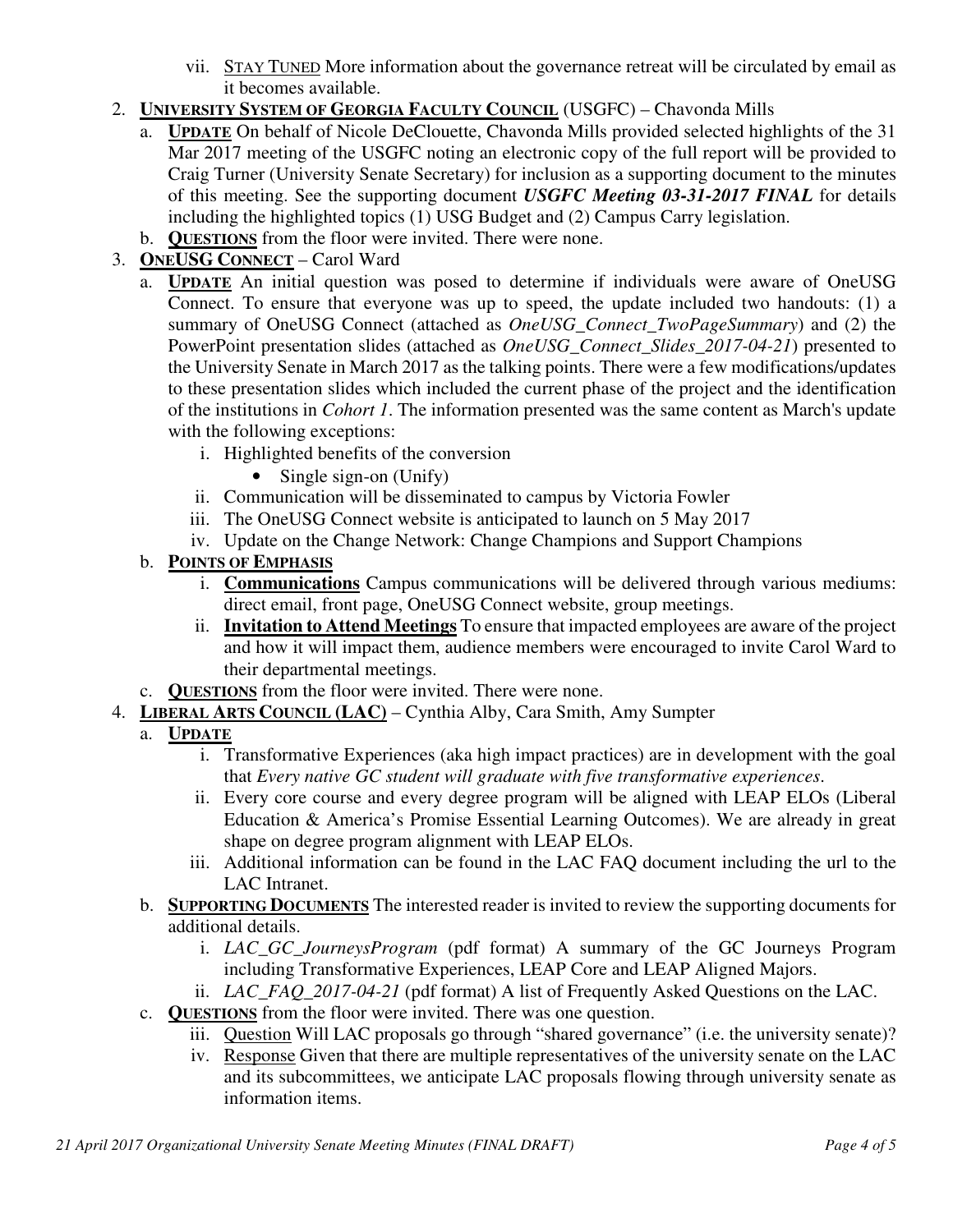vii. <u>Stay Tuned</u> More information about the governance retreat will be circulated by email as it becomes available.

2. **<u>University System of Georgia Faculty Council</u>** (USGFC) – Chavonda Mills
   a. **<u>Update</u>** On behalf of Nicole DeClouette, Chavonda Mills provided selected highlights of the 31 Mar 2017 meeting of the USGFC noting an electronic copy of the full report will be provided to Craig Turner (University Senate Secretary) for inclusion as a supporting document to the minutes of this meeting. See the supporting document ***USGFC Meeting 03-31-2017 FINAL*** for details including the highlighted topics (1) USG Budget and (2) Campus Carry legislation.
   b. **<u>Questions</u>** from the floor were invited. There were none.

3. **<u>OneUSG Connect</u>** – Carol Ward
   a. **<u>Update</u>** An initial question was posed to determine if individuals were aware of OneUSG Connect. To ensure that everyone was up to speed, the update included two handouts: (1) a summary of OneUSG Connect (attached as *OneUSG_Connect_TwoPageSummary*) and (2) the PowerPoint presentation slides (attached as *OneUSG_Connect_Slides_2017-04-21*) presented to the University Senate in March 2017 as the talking points. There were a few modifications/updates to these presentation slides which included the current phase of the project and the identification of the institutions in *Cohort 1*. The information presented was the same content as March's update with the following exceptions:
      i. Highlighted benefits of the conversion
         - Single sign-on (Unify)
      ii. Communication will be disseminated to campus by Victoria Fowler
      iii. The OneUSG Connect website is anticipated to launch on 5 May 2017
      iv. Update on the Change Network: Change Champions and Support Champions
   b. **<u>Points of Emphasis</u>**
      i. **<u>Communications</u>** Campus communications will be delivered through various mediums: direct email, front page, OneUSG Connect website, group meetings.
      ii. **<u>Invitation to Attend Meetings</u>** To ensure that impacted employees are aware of the project and how it will impact them, audience members were encouraged to invite Carol Ward to their departmental meetings.
   c. **<u>Questions</u>** from the floor were invited. There were none.

4. **<u>Liberal Arts Council (LAC)</u>** – Cynthia Alby, Cara Smith, Amy Sumpter
   a. **<u>Update</u>**
      i. Transformative Experiences (aka high impact practices) are in development with the goal that *Every native GC student will graduate with five transformative experiences*.
      ii. Every core course and every degree program will be aligned with LEAP ELOs (Liberal Education & America's Promise Essential Learning Outcomes). We are already in great shape on degree program alignment with LEAP ELOs.
      iii. Additional information can be found in the LAC FAQ document including the url to the LAC Intranet.
   b. **<u>Supporting Documents</u>** The interested reader is invited to review the supporting documents for additional details.
      i. *LAC_GC_JourneysProgram* (pdf format) A summary of the GC Journeys Program including Transformative Experiences, LEAP Core and LEAP Aligned Majors.
      ii. *LAC_FAQ_2017-04-21* (pdf format) A list of Frequently Asked Questions on the LAC.
   c. **<u>Questions</u>** from the floor were invited. There was one question.
      iii. <u>Question</u> Will LAC proposals go through "shared governance" (i.e. the university senate)?
      iv. <u>Response</u> Given that there are multiple representatives of the university senate on the LAC and its subcommittees, we anticipate LAC proposals flowing through university senate as information items.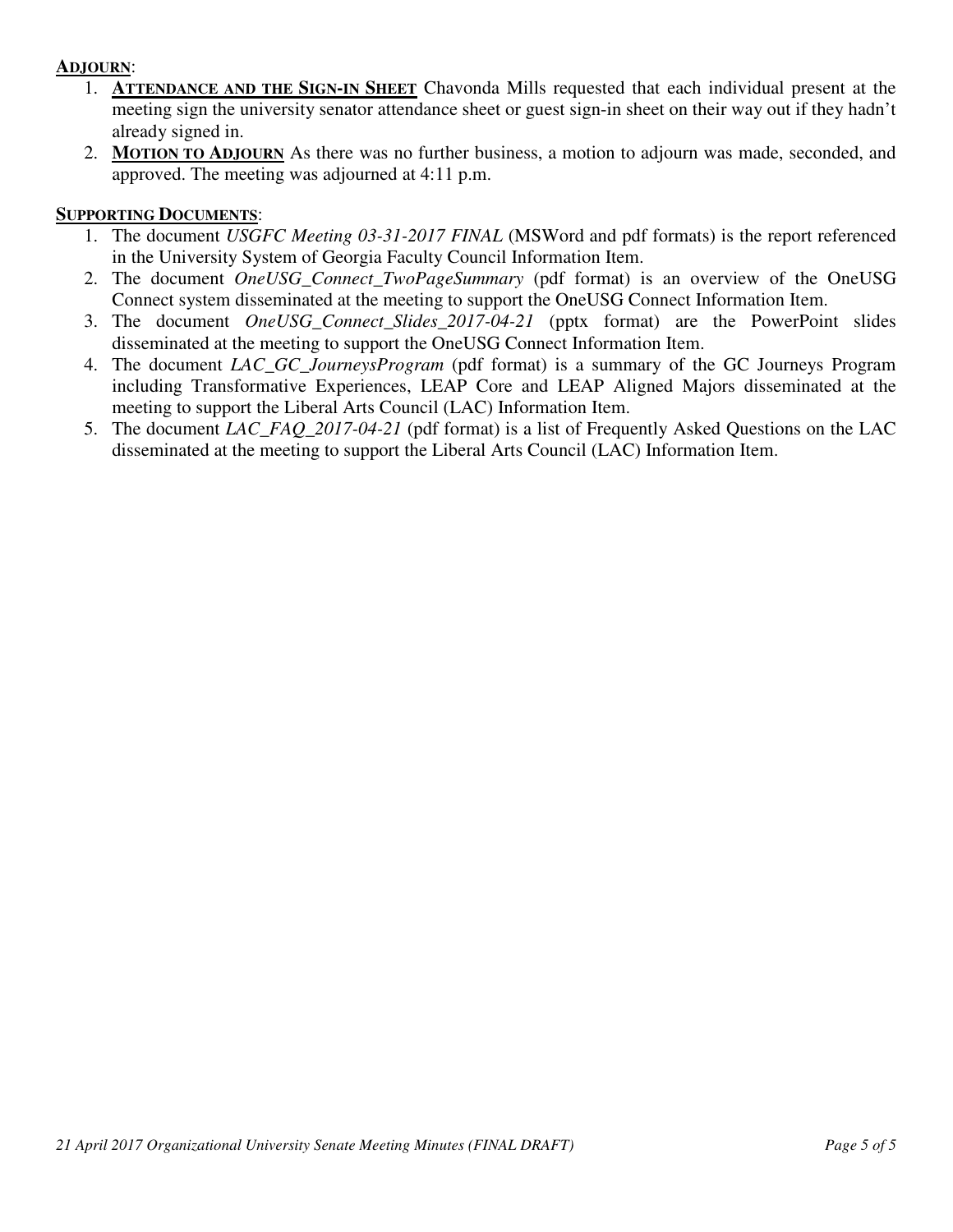**ADJOURN**:

1. **ATTENDANCE AND THE SIGN-IN SHEET** Chavonda Mills requested that each individual present at the meeting sign the university senator attendance sheet or guest sign-in sheet on their way out if they hadn't already signed in.
2. **MOTION TO ADJOURN** As there was no further business, a motion to adjourn was made, seconded, and approved. The meeting was adjourned at 4:11 p.m.

**SUPPORTING DOCUMENTS**:

1. The document *USGFC Meeting 03-31-2017 FINAL* (MSWord and pdf formats) is the report referenced in the University System of Georgia Faculty Council Information Item.
2. The document *OneUSG_Connect_TwoPageSummary* (pdf format) is an overview of the OneUSG Connect system disseminated at the meeting to support the OneUSG Connect Information Item.
3. The document *OneUSG_Connect_Slides_2017-04-21* (pptx format) are the PowerPoint slides disseminated at the meeting to support the OneUSG Connect Information Item.
4. The document *LAC_GC_JourneysProgram* (pdf format) is a summary of the GC Journeys Program including Transformative Experiences, LEAP Core and LEAP Aligned Majors disseminated at the meeting to support the Liberal Arts Council (LAC) Information Item.
5. The document *LAC_FAQ_2017-04-21* (pdf format) is a list of Frequently Asked Questions on the LAC disseminated at the meeting to support the Liberal Arts Council (LAC) Information Item.